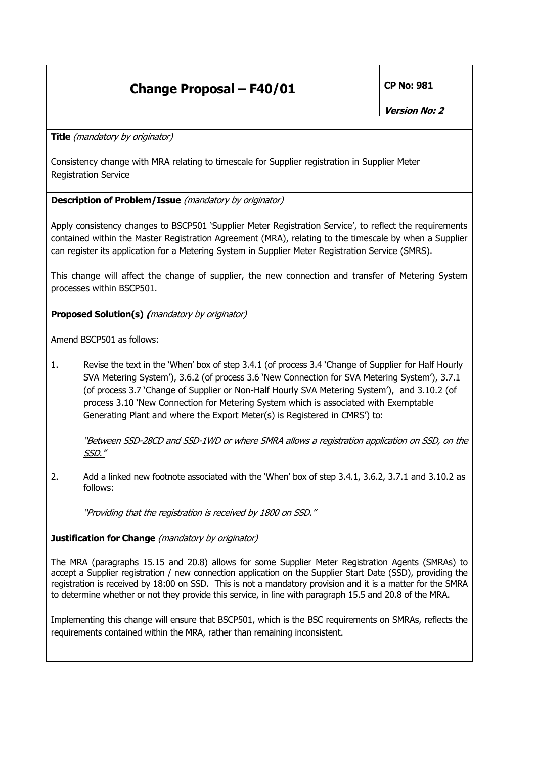| **Change Proposal – F40/01** | **CP No: 981** |
|---|---|
| | ***Version No: 2*** |

**Title** *(mandatory by originator)*

Consistency change with MRA relating to timescale for Supplier registration in Supplier Meter Registration Service

**Description of Problem/Issue** *(mandatory by originator)*

Apply consistency changes to BSCP501 'Supplier Meter Registration Service', to reflect the requirements contained within the Master Registration Agreement (MRA), relating to the timescale by when a Supplier can register its application for a Metering System in Supplier Meter Registration Service (SMRS).

This change will affect the change of supplier, the new connection and transfer of Metering System processes within BSCP501.

**Proposed Solution(s)** *(mandatory by originator)*

Amend BSCP501 as follows:

1. Revise the text in the 'When' box of step 3.4.1 (of process 3.4 'Change of Supplier for Half Hourly SVA Metering System'), 3.6.2 (of process 3.6 'New Connection for SVA Metering System'), 3.7.1 (of process 3.7 'Change of Supplier or Non-Half Hourly SVA Metering System'), and 3.10.2 (of process 3.10 'New Connection for Metering System which is associated with Exemptable Generating Plant and where the Export Meter(s) is Registered in CMRS') to:

   *"Between SSD-28CD and SSD-1WD or where SMRA allows a registration application on SSD, on the SSD."*

2. Add a linked new footnote associated with the 'When' box of step 3.4.1, 3.6.2, 3.7.1 and 3.10.2 as follows:

   *"Providing that the registration is received by 1800 on SSD."*

**Justification for Change** *(mandatory by originator)*

The MRA (paragraphs 15.15 and 20.8) allows for some Supplier Meter Registration Agents (SMRAs) to accept a Supplier registration / new connection application on the Supplier Start Date (SSD), providing the registration is received by 18:00 on SSD. This is not a mandatory provision and it is a matter for the SMRA to determine whether or not they provide this service, in line with paragraph 15.5 and 20.8 of the MRA.

Implementing this change will ensure that BSCP501, which is the BSC requirements on SMRAs, reflects the requirements contained within the MRA, rather than remaining inconsistent.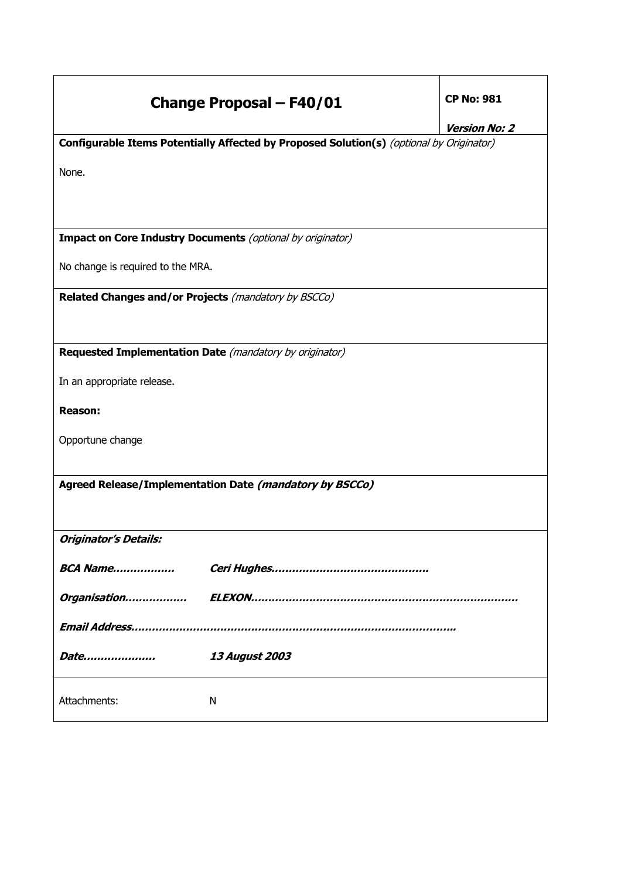| **Change Proposal – F40/01** | **CP No: 981**<br><br>***Version No: 2*** |
|---|---|
| **Configurable Items Potentially Affected by Proposed Solution(s)** *(optional by Originator)*<br><br>None. | |
| **Impact on Core Industry Documents** *(optional by originator)*<br><br>No change is required to the MRA. | |
| **Related Changes and/or Projects** *(mandatory by BSCCo)* | |
| **Requested Implementation Date** *(mandatory by originator)*<br><br>In an appropriate release.<br><br>**Reason:**<br><br>Opportune change | |
| **Agreed Release/Implementation Date** ***(mandatory by BSCCo)*** | |
| ***Originator's Details:***<br><br>***BCA Name……………… Ceri Hughes……………………………………….***<br><br>***Organisation……………… ELEXON…………………………………………………………………***<br><br>***Email Address………………………………………………………………………………..***<br><br>***Date………………… 13 August 2003*** | |
| Attachments: N | |